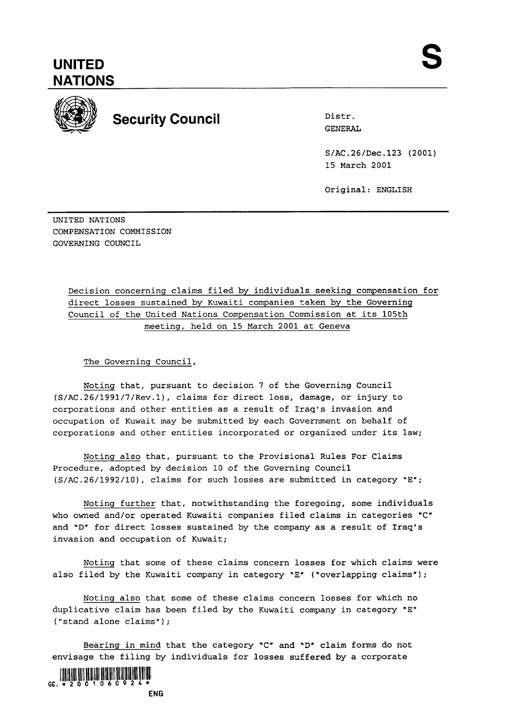# UNITED NATIONS

# S

## Security Council

Distr.
GENERAL

S/AC.26/Dec.123 (2001)
15 March 2001

Original: ENGLISH

UNITED NATIONS
COMPENSATION COMMISSION
GOVERNING COUNCIL

Decision concerning claims filed by individuals seeking compensation for direct losses sustained by Kuwaiti companies taken by the Governing Council of the United Nations Compensation Commission at its 105th meeting, held on 15 March 2001 at Geneva

The Governing Council,

Noting that, pursuant to decision 7 of the Governing Council (S/AC.26/1991/7/Rev.1), claims for direct loss, damage, or injury to corporations and other entities as a result of Iraq's invasion and occupation of Kuwait may be submitted by each Government on behalf of corporations and other entities incorporated or organized under its law;

Noting also that, pursuant to the Provisional Rules For Claims Procedure, adopted by decision 10 of the Governing Council (S/AC.26/1992/10), claims for such losses are submitted in category "E";

Noting further that, notwithstanding the foregoing, some individuals who owned and/or operated Kuwaiti companies filed claims in categories "C" and "D" for direct losses sustained by the company as a result of Iraq's invasion and occupation of Kuwait;

Noting that some of these claims concern losses for which claims were also filed by the Kuwaiti company in category "E" ("overlapping claims");

Noting also that some of these claims concern losses for which no duplicative claim has been filed by the Kuwaiti company in category "E" ("stand alone claims");

Bearing in mind that the category "C" and "D" claim forms do not envisage the filing by individuals for losses suffered by a corporate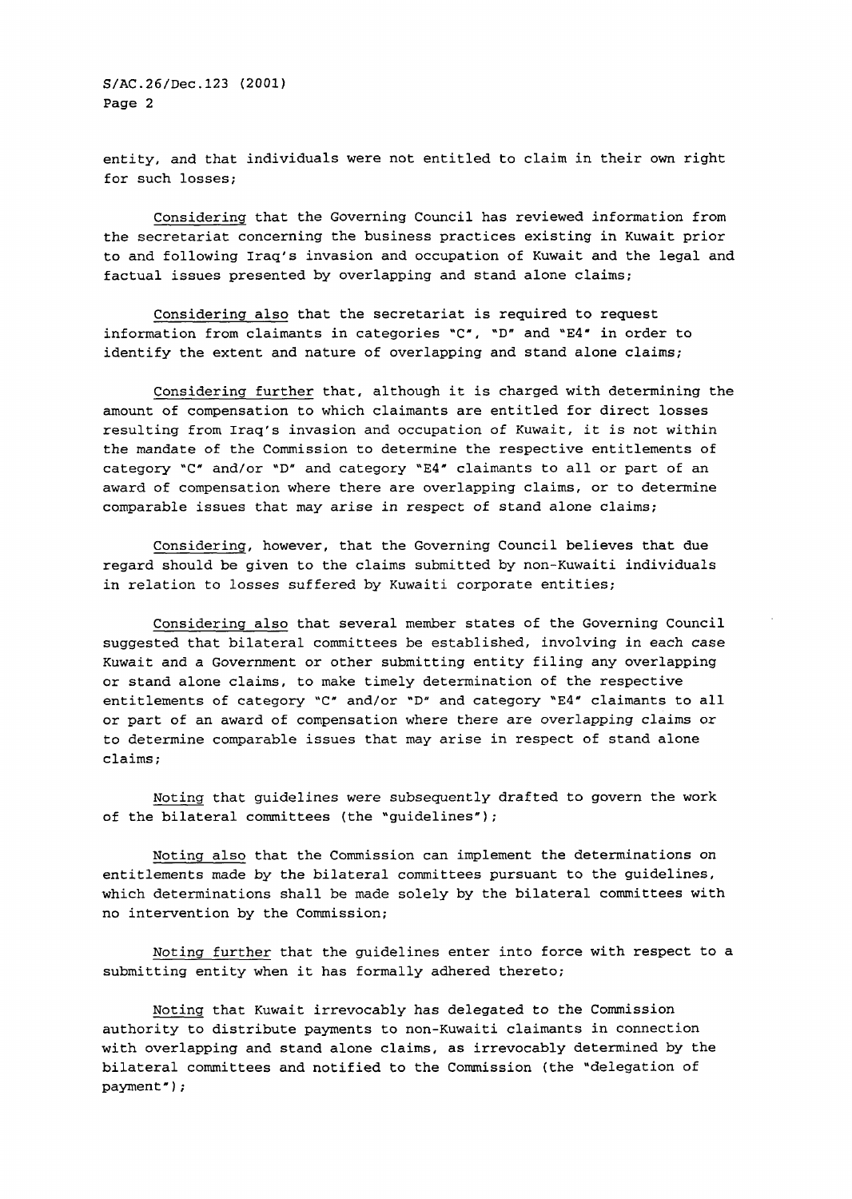entity, and that individuals were not entitled to claim in their own right for such losses;

Considering that the Governing Council has reviewed information from the secretariat concerning the business practices existing in Kuwait prior to and following Iraq's invasion and occupation of Kuwait and the legal and factual issues presented by overlapping and stand alone claims;

Considering also that the secretariat is required to request information from claimants in categories "C", "D" and "E4" in order to identify the extent and nature of overlapping and stand alone claims;

Considering further that, although it is charged with determining the amount of compensation to which claimants are entitled for direct losses resulting from Iraq's invasion and occupation of Kuwait, it is not within the mandate of the Commission to determine the respective entitlements of category "C" and/or "D" and category "E4" claimants to all or part of an award of compensation where there are overlapping claims, or to determine comparable issues that may arise in respect of stand alone claims;

Considering, however, that the Governing Council believes that due regard should be given to the claims submitted by non-Kuwaiti individuals in relation to losses suffered by Kuwaiti corporate entities;

Considering also that several member states of the Governing Council suggested that bilateral committees be established, involving in each case Kuwait and a Government or other submitting entity filing any overlapping or stand alone claims, to make timely determination of the respective entitlements of category "C" and/or "D" and category "E4" claimants to all or part of an award of compensation where there are overlapping claims or to determine comparable issues that may arise in respect of stand alone claims;

Noting that guidelines were subsequently drafted to govern the work of the bilateral committees (the "guidelines");

Noting also that the Commission can implement the determinations on entitlements made by the bilateral committees pursuant to the guidelines, which determinations shall be made solely by the bilateral committees with no intervention by the Commission;

Noting further that the guidelines enter into force with respect to a submitting entity when it has formally adhered thereto;

Noting that Kuwait irrevocably has delegated to the Commission authority to distribute payments to non-Kuwaiti claimants in connection with overlapping and stand alone claims, as irrevocably determined by the bilateral committees and notified to the Commission (the "delegation of payment");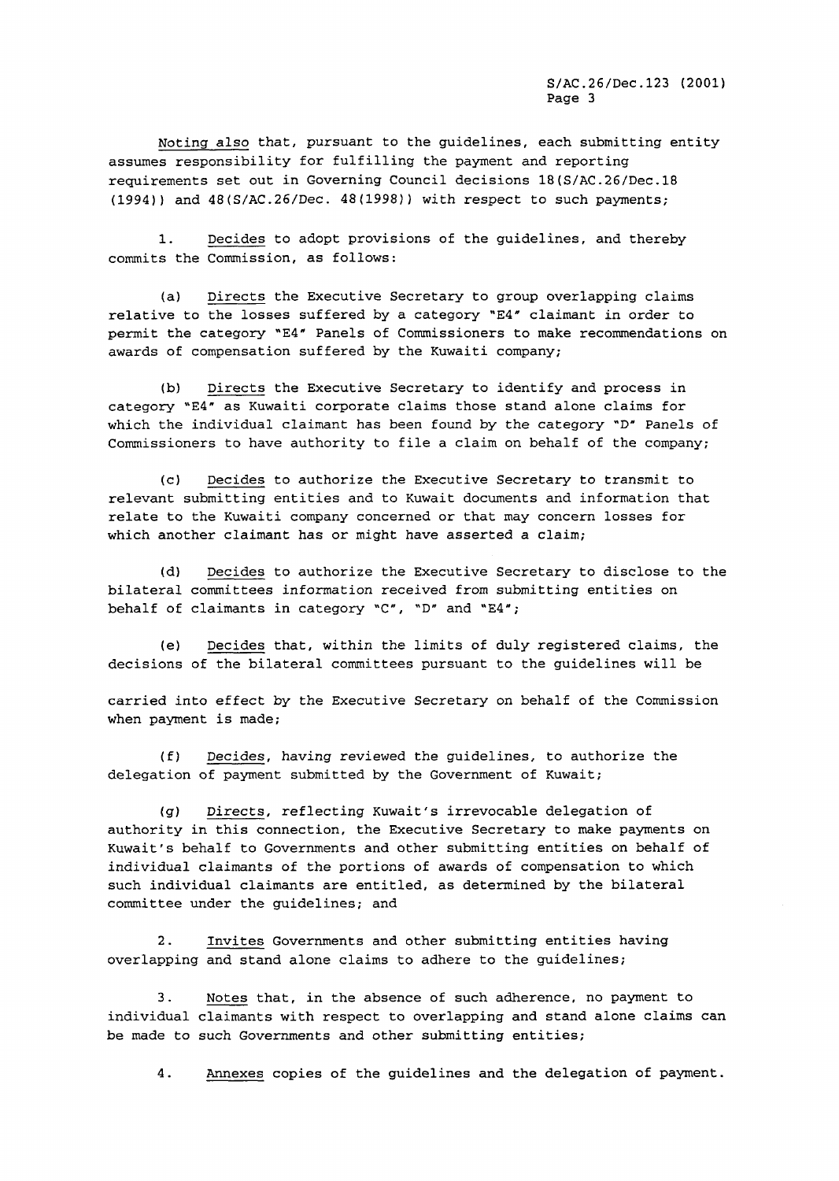Noting also that, pursuant to the guidelines, each submitting entity assumes responsibility for fulfilling the payment and reporting requirements set out in Governing Council decisions 18(S/AC.26/Dec.18 (1994)) and 48(S/AC.26/Dec. 48(1998)) with respect to such payments;

1. Decides to adopt provisions of the guidelines, and thereby commits the Commission, as follows:

(a) Directs the Executive Secretary to group overlapping claims relative to the losses suffered by a category "E4" claimant in order to permit the category "E4" Panels of Commissioners to make recommendations on awards of compensation suffered by the Kuwaiti company;

(b) Directs the Executive Secretary to identify and process in category "E4" as Kuwaiti corporate claims those stand alone claims for which the individual claimant has been found by the category "D" Panels of Commissioners to have authority to file a claim on behalf of the company;

(c) Decides to authorize the Executive Secretary to transmit to relevant submitting entities and to Kuwait documents and information that relate to the Kuwaiti company concerned or that may concern losses for which another claimant has or might have asserted a claim;

(d) Decides to authorize the Executive Secretary to disclose to the bilateral committees information received from submitting entities on behalf of claimants in category "C", "D" and "E4";

(e) Decides that, within the limits of duly registered claims, the decisions of the bilateral committees pursuant to the guidelines will be carried into effect by the Executive Secretary on behalf of the Commission when payment is made;

(f) Decides, having reviewed the guidelines, to authorize the delegation of payment submitted by the Government of Kuwait;

(g) Directs, reflecting Kuwait's irrevocable delegation of authority in this connection, the Executive Secretary to make payments on Kuwait's behalf to Governments and other submitting entities on behalf of individual claimants of the portions of awards of compensation to which such individual claimants are entitled, as determined by the bilateral committee under the guidelines; and

2. Invites Governments and other submitting entities having overlapping and stand alone claims to adhere to the guidelines;

3. Notes that, in the absence of such adherence, no payment to individual claimants with respect to overlapping and stand alone claims can be made to such Governments and other submitting entities;

4. Annexes copies of the guidelines and the delegation of payment.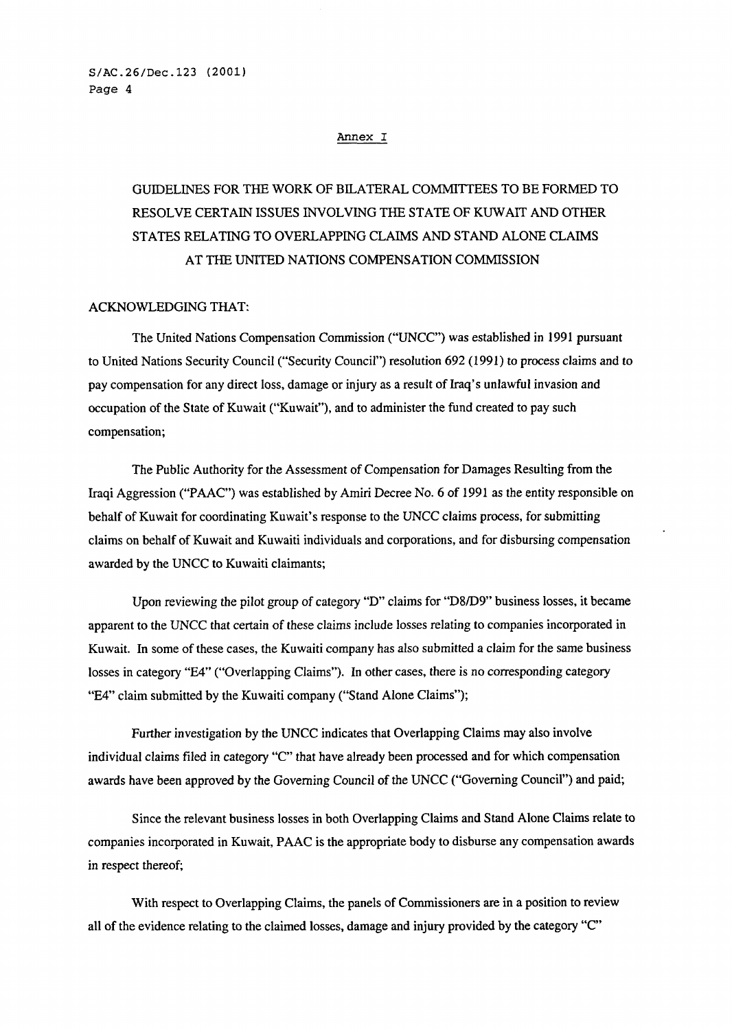Annex I

# GUIDELINES FOR THE WORK OF BILATERAL COMMITTEES TO BE FORMED TO RESOLVE CERTAIN ISSUES INVOLVING THE STATE OF KUWAIT AND OTHER STATES RELATING TO OVERLAPPING CLAIMS AND STAND ALONE CLAIMS AT THE UNITED NATIONS COMPENSATION COMMISSION

ACKNOWLEDGING THAT:

The United Nations Compensation Commission ("UNCC") was established in 1991 pursuant to United Nations Security Council ("Security Council") resolution 692 (1991) to process claims and to pay compensation for any direct loss, damage or injury as a result of Iraq's unlawful invasion and occupation of the State of Kuwait ("Kuwait"), and to administer the fund created to pay such compensation;

The Public Authority for the Assessment of Compensation for Damages Resulting from the Iraqi Aggression ("PAAC") was established by Amiri Decree No. 6 of 1991 as the entity responsible on behalf of Kuwait for coordinating Kuwait's response to the UNCC claims process, for submitting claims on behalf of Kuwait and Kuwaiti individuals and corporations, and for disbursing compensation awarded by the UNCC to Kuwaiti claimants;

Upon reviewing the pilot group of category "D" claims for "D8/D9" business losses, it became apparent to the UNCC that certain of these claims include losses relating to companies incorporated in Kuwait. In some of these cases, the Kuwaiti company has also submitted a claim for the same business losses in category "E4" ("Overlapping Claims"). In other cases, there is no corresponding category "E4" claim submitted by the Kuwaiti company ("Stand Alone Claims");

Further investigation by the UNCC indicates that Overlapping Claims may also involve individual claims filed in category "C" that have already been processed and for which compensation awards have been approved by the Governing Council of the UNCC ("Governing Council") and paid;

Since the relevant business losses in both Overlapping Claims and Stand Alone Claims relate to companies incorporated in Kuwait, PAAC is the appropriate body to disburse any compensation awards in respect thereof;

With respect to Overlapping Claims, the panels of Commissioners are in a position to review all of the evidence relating to the claimed losses, damage and injury provided by the category "C"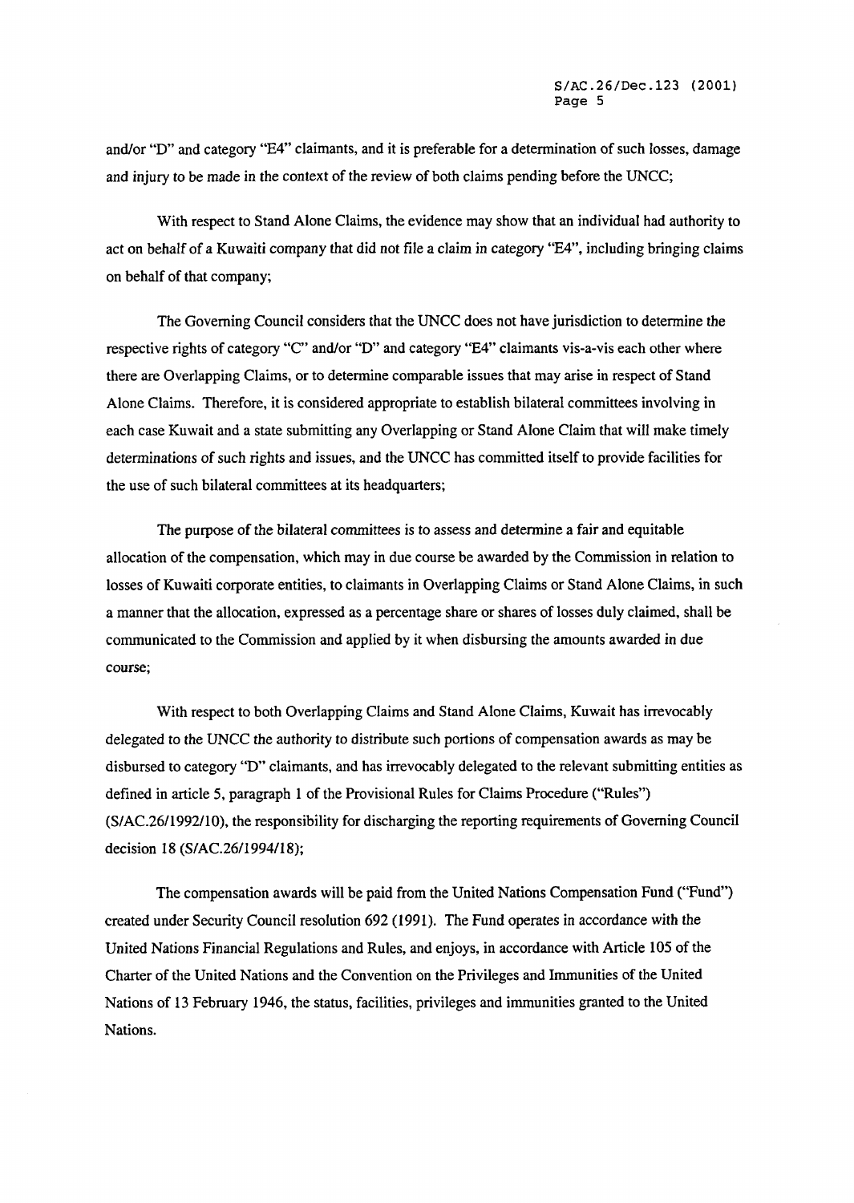and/or "D" and category "E4" claimants, and it is preferable for a determination of such losses, damage and injury to be made in the context of the review of both claims pending before the UNCC;

With respect to Stand Alone Claims, the evidence may show that an individual had authority to act on behalf of a Kuwaiti company that did not file a claim in category "E4", including bringing claims on behalf of that company;

The Governing Council considers that the UNCC does not have jurisdiction to determine the respective rights of category "C" and/or "D" and category "E4" claimants vis-a-vis each other where there are Overlapping Claims, or to determine comparable issues that may arise in respect of Stand Alone Claims. Therefore, it is considered appropriate to establish bilateral committees involving in each case Kuwait and a state submitting any Overlapping or Stand Alone Claim that will make timely determinations of such rights and issues, and the UNCC has committed itself to provide facilities for the use of such bilateral committees at its headquarters;

The purpose of the bilateral committees is to assess and determine a fair and equitable allocation of the compensation, which may in due course be awarded by the Commission in relation to losses of Kuwaiti corporate entities, to claimants in Overlapping Claims or Stand Alone Claims, in such a manner that the allocation, expressed as a percentage share or shares of losses duly claimed, shall be communicated to the Commission and applied by it when disbursing the amounts awarded in due course;

With respect to both Overlapping Claims and Stand Alone Claims, Kuwait has irrevocably delegated to the UNCC the authority to distribute such portions of compensation awards as may be disbursed to category "D" claimants, and has irrevocably delegated to the relevant submitting entities as defined in article 5, paragraph 1 of the Provisional Rules for Claims Procedure ("Rules") (S/AC.26/1992/10), the responsibility for discharging the reporting requirements of Governing Council decision 18 (S/AC.26/1994/18);

The compensation awards will be paid from the United Nations Compensation Fund ("Fund") created under Security Council resolution 692 (1991). The Fund operates in accordance with the United Nations Financial Regulations and Rules, and enjoys, in accordance with Article 105 of the Charter of the United Nations and the Convention on the Privileges and Immunities of the United Nations of 13 February 1946, the status, facilities, privileges and immunities granted to the United Nations.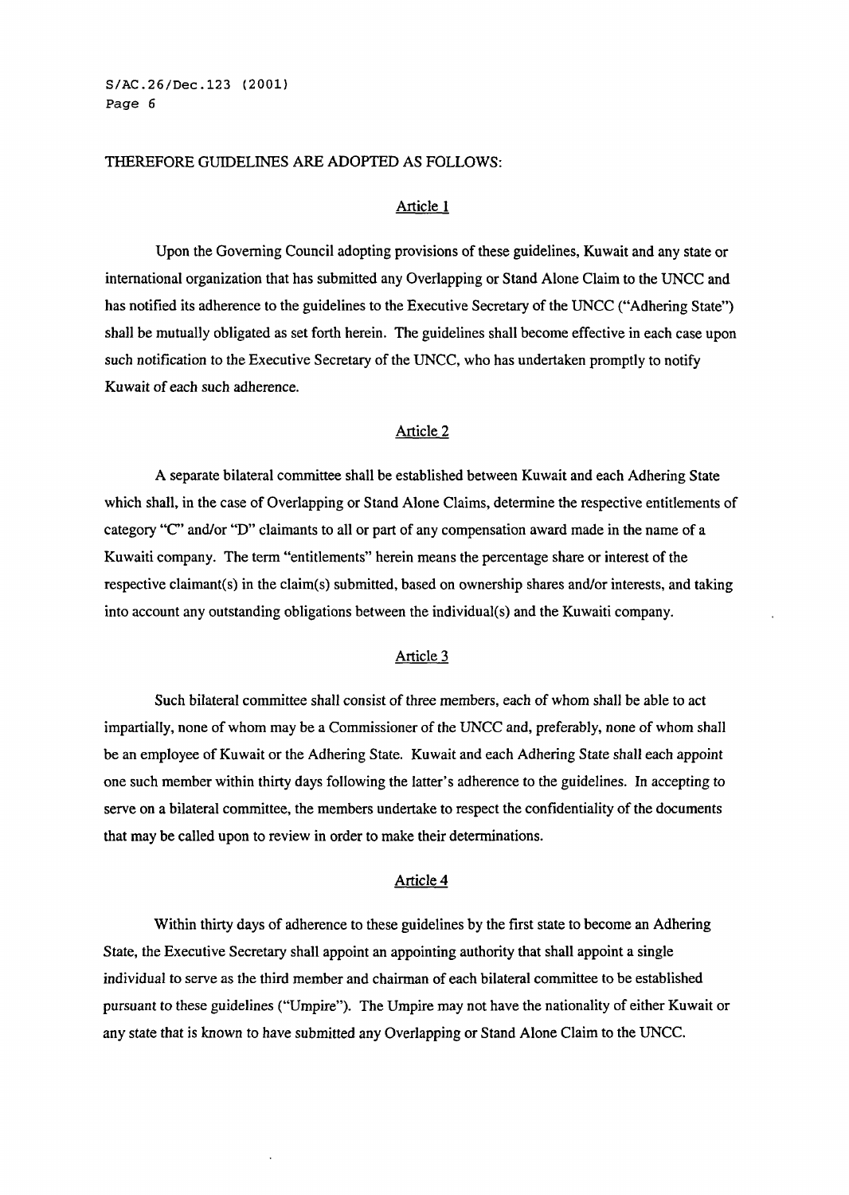THEREFORE GUIDELINES ARE ADOPTED AS FOLLOWS:

### Article 1

Upon the Governing Council adopting provisions of these guidelines, Kuwait and any state or international organization that has submitted any Overlapping or Stand Alone Claim to the UNCC and has notified its adherence to the guidelines to the Executive Secretary of the UNCC ("Adhering State") shall be mutually obligated as set forth herein. The guidelines shall become effective in each case upon such notification to the Executive Secretary of the UNCC, who has undertaken promptly to notify Kuwait of each such adherence.

### Article 2

A separate bilateral committee shall be established between Kuwait and each Adhering State which shall, in the case of Overlapping or Stand Alone Claims, determine the respective entitlements of category "C" and/or "D" claimants to all or part of any compensation award made in the name of a Kuwaiti company. The term "entitlements" herein means the percentage share or interest of the respective claimant(s) in the claim(s) submitted, based on ownership shares and/or interests, and taking into account any outstanding obligations between the individual(s) and the Kuwaiti company.

### Article 3

Such bilateral committee shall consist of three members, each of whom shall be able to act impartially, none of whom may be a Commissioner of the UNCC and, preferably, none of whom shall be an employee of Kuwait or the Adhering State. Kuwait and each Adhering State shall each appoint one such member within thirty days following the latter's adherence to the guidelines. In accepting to serve on a bilateral committee, the members undertake to respect the confidentiality of the documents that may be called upon to review in order to make their determinations.

### Article 4

Within thirty days of adherence to these guidelines by the first state to become an Adhering State, the Executive Secretary shall appoint an appointing authority that shall appoint a single individual to serve as the third member and chairman of each bilateral committee to be established pursuant to these guidelines ("Umpire"). The Umpire may not have the nationality of either Kuwait or any state that is known to have submitted any Overlapping or Stand Alone Claim to the UNCC.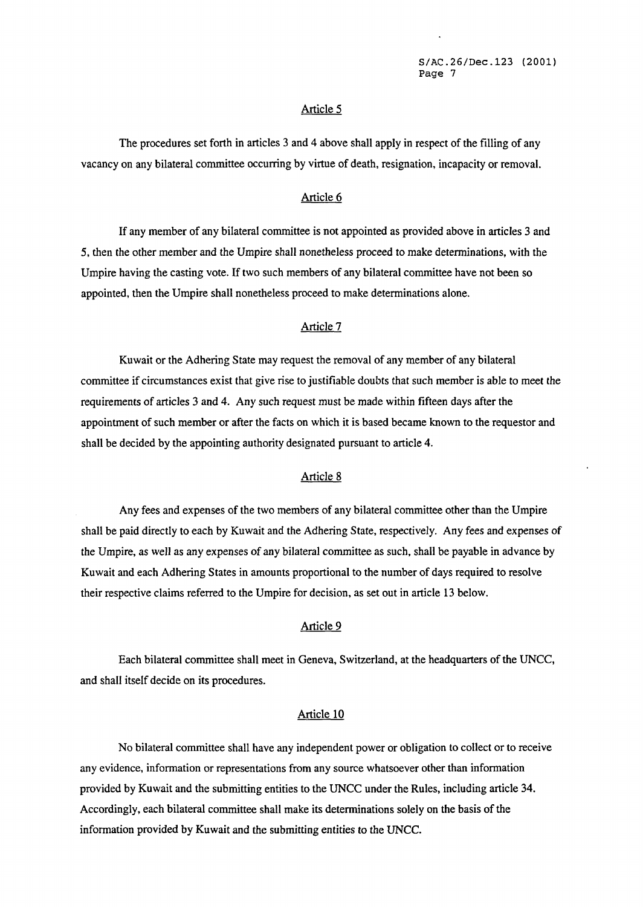<u>Article 5</u>

The procedures set forth in articles 3 and 4 above shall apply in respect of the filling of any vacancy on any bilateral committee occurring by virtue of death, resignation, incapacity or removal.

<u>Article 6</u>

If any member of any bilateral committee is not appointed as provided above in articles 3 and 5, then the other member and the Umpire shall nonetheless proceed to make determinations, with the Umpire having the casting vote. If two such members of any bilateral committee have not been so appointed, then the Umpire shall nonetheless proceed to make determinations alone.

<u>Article 7</u>

Kuwait or the Adhering State may request the removal of any member of any bilateral committee if circumstances exist that give rise to justifiable doubts that such member is able to meet the requirements of articles 3 and 4. Any such request must be made within fifteen days after the appointment of such member or after the facts on which it is based became known to the requestor and shall be decided by the appointing authority designated pursuant to article 4.

<u>Article 8</u>

Any fees and expenses of the two members of any bilateral committee other than the Umpire shall be paid directly to each by Kuwait and the Adhering State, respectively. Any fees and expenses of the Umpire, as well as any expenses of any bilateral committee as such, shall be payable in advance by Kuwait and each Adhering States in amounts proportional to the number of days required to resolve their respective claims referred to the Umpire for decision, as set out in article 13 below.

<u>Article 9</u>

Each bilateral committee shall meet in Geneva, Switzerland, at the headquarters of the UNCC, and shall itself decide on its procedures.

<u>Article 10</u>

No bilateral committee shall have any independent power or obligation to collect or to receive any evidence, information or representations from any source whatsoever other than information provided by Kuwait and the submitting entities to the UNCC under the Rules, including article 34. Accordingly, each bilateral committee shall make its determinations solely on the basis of the information provided by Kuwait and the submitting entities to the UNCC.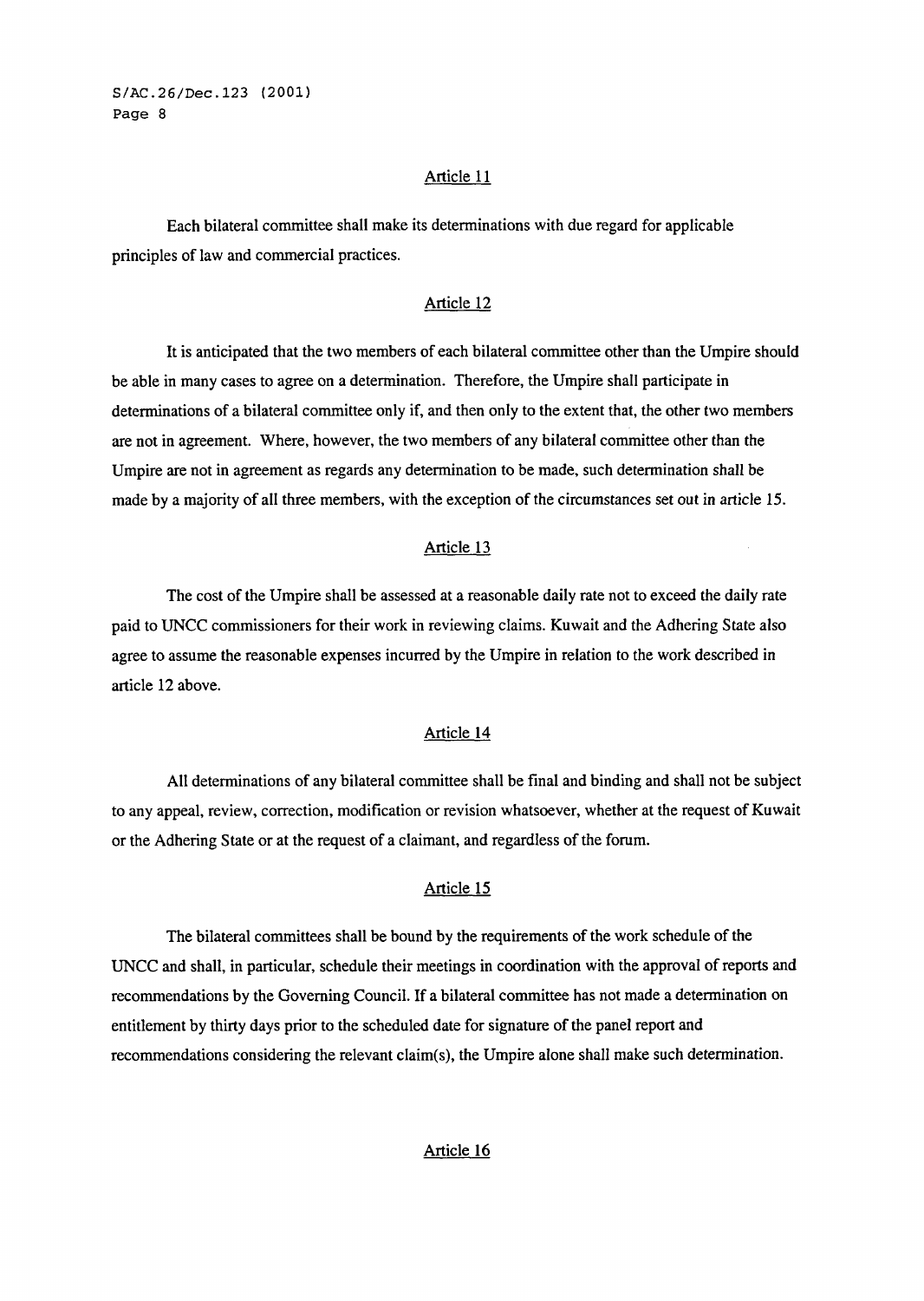### Article 11

Each bilateral committee shall make its determinations with due regard for applicable principles of law and commercial practices.

### Article 12

It is anticipated that the two members of each bilateral committee other than the Umpire should be able in many cases to agree on a determination. Therefore, the Umpire shall participate in determinations of a bilateral committee only if, and then only to the extent that, the other two members are not in agreement. Where, however, the two members of any bilateral committee other than the Umpire are not in agreement as regards any determination to be made, such determination shall be made by a majority of all three members, with the exception of the circumstances set out in article 15.

### Article 13

The cost of the Umpire shall be assessed at a reasonable daily rate not to exceed the daily rate paid to UNCC commissioners for their work in reviewing claims. Kuwait and the Adhering State also agree to assume the reasonable expenses incurred by the Umpire in relation to the work described in article 12 above.

### Article 14

All determinations of any bilateral committee shall be final and binding and shall not be subject to any appeal, review, correction, modification or revision whatsoever, whether at the request of Kuwait or the Adhering State or at the request of a claimant, and regardless of the forum.

### Article 15

The bilateral committees shall be bound by the requirements of the work schedule of the UNCC and shall, in particular, schedule their meetings in coordination with the approval of reports and recommendations by the Governing Council. If a bilateral committee has not made a determination on entitlement by thirty days prior to the scheduled date for signature of the panel report and recommendations considering the relevant claim(s), the Umpire alone shall make such determination.

### Article 16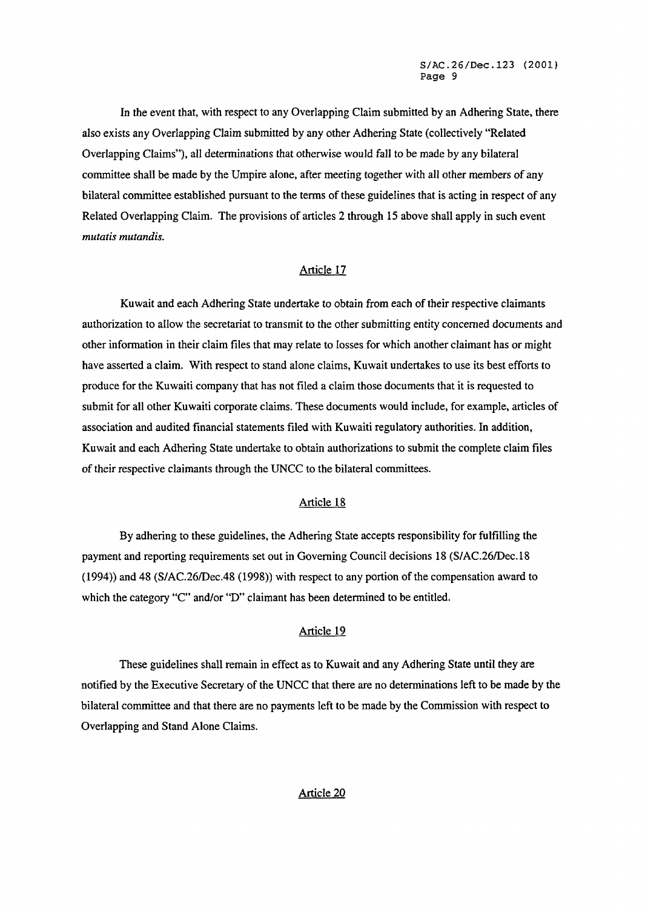In the event that, with respect to any Overlapping Claim submitted by an Adhering State, there also exists any Overlapping Claim submitted by any other Adhering State (collectively "Related Overlapping Claims"), all determinations that otherwise would fall to be made by any bilateral committee shall be made by the Umpire alone, after meeting together with all other members of any bilateral committee established pursuant to the terms of these guidelines that is acting in respect of any Related Overlapping Claim. The provisions of articles 2 through 15 above shall apply in such event *mutatis mutandis.*

## Article 17

Kuwait and each Adhering State undertake to obtain from each of their respective claimants authorization to allow the secretariat to transmit to the other submitting entity concerned documents and other information in their claim files that may relate to losses for which another claimant has or might have asserted a claim. With respect to stand alone claims, Kuwait undertakes to use its best efforts to produce for the Kuwaiti company that has not filed a claim those documents that it is requested to submit for all other Kuwaiti corporate claims. These documents would include, for example, articles of association and audited financial statements filed with Kuwaiti regulatory authorities. In addition, Kuwait and each Adhering State undertake to obtain authorizations to submit the complete claim files of their respective claimants through the UNCC to the bilateral committees.

## Article 18

By adhering to these guidelines, the Adhering State accepts responsibility for fulfilling the payment and reporting requirements set out in Governing Council decisions 18 (S/AC.26/Dec.18 (1994)) and 48 (S/AC.26/Dec.48 (1998)) with respect to any portion of the compensation award to which the category "C" and/or "D" claimant has been determined to be entitled.

## Article 19

These guidelines shall remain in effect as to Kuwait and any Adhering State until they are notified by the Executive Secretary of the UNCC that there are no determinations left to be made by the bilateral committee and that there are no payments left to be made by the Commission with respect to Overlapping and Stand Alone Claims.

## Article 20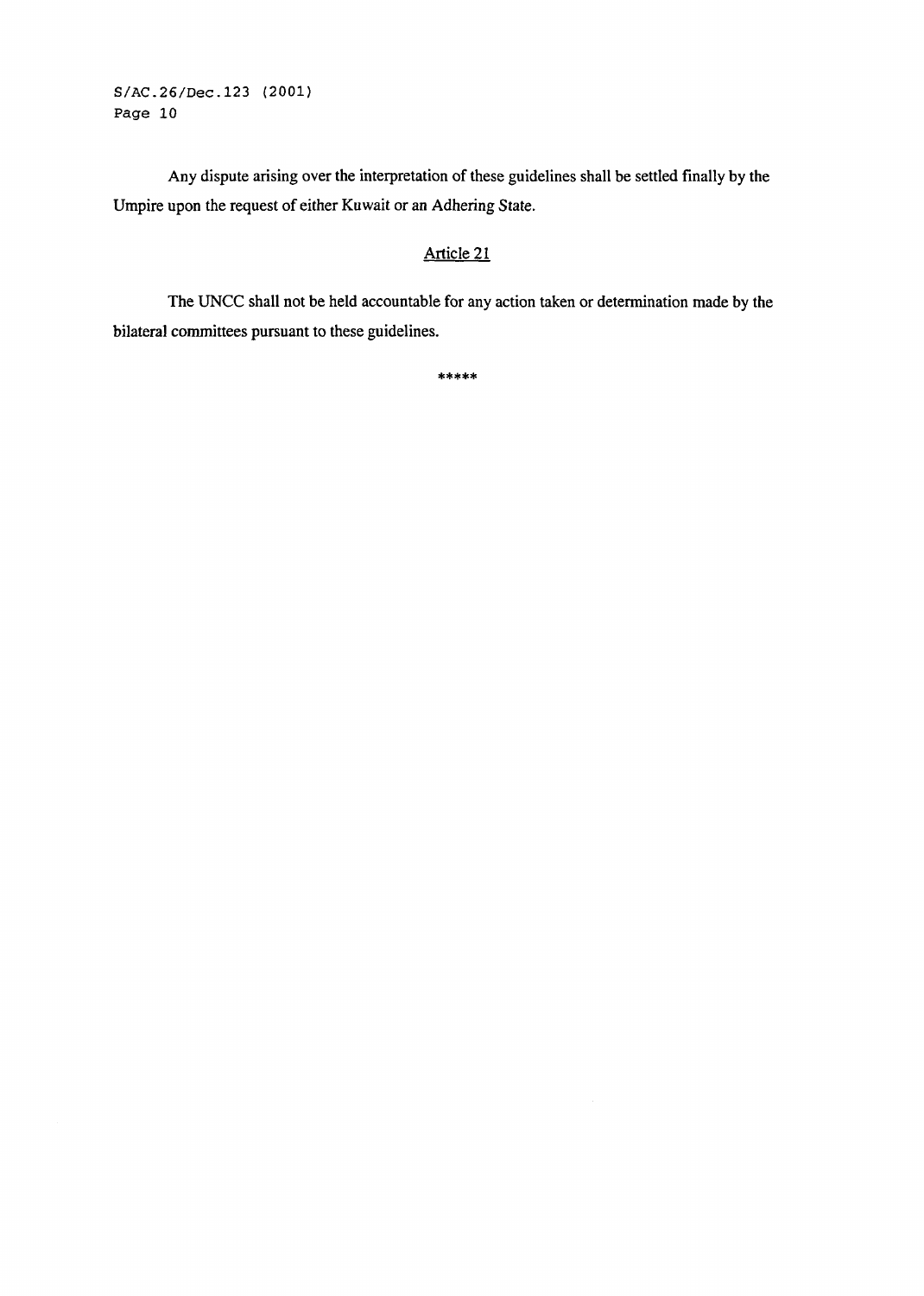Any dispute arising over the interpretation of these guidelines shall be settled finally by the Umpire upon the request of either Kuwait or an Adhering State.

## Article 21

The UNCC shall not be held accountable for any action taken or determination made by the bilateral committees pursuant to these guidelines.

*****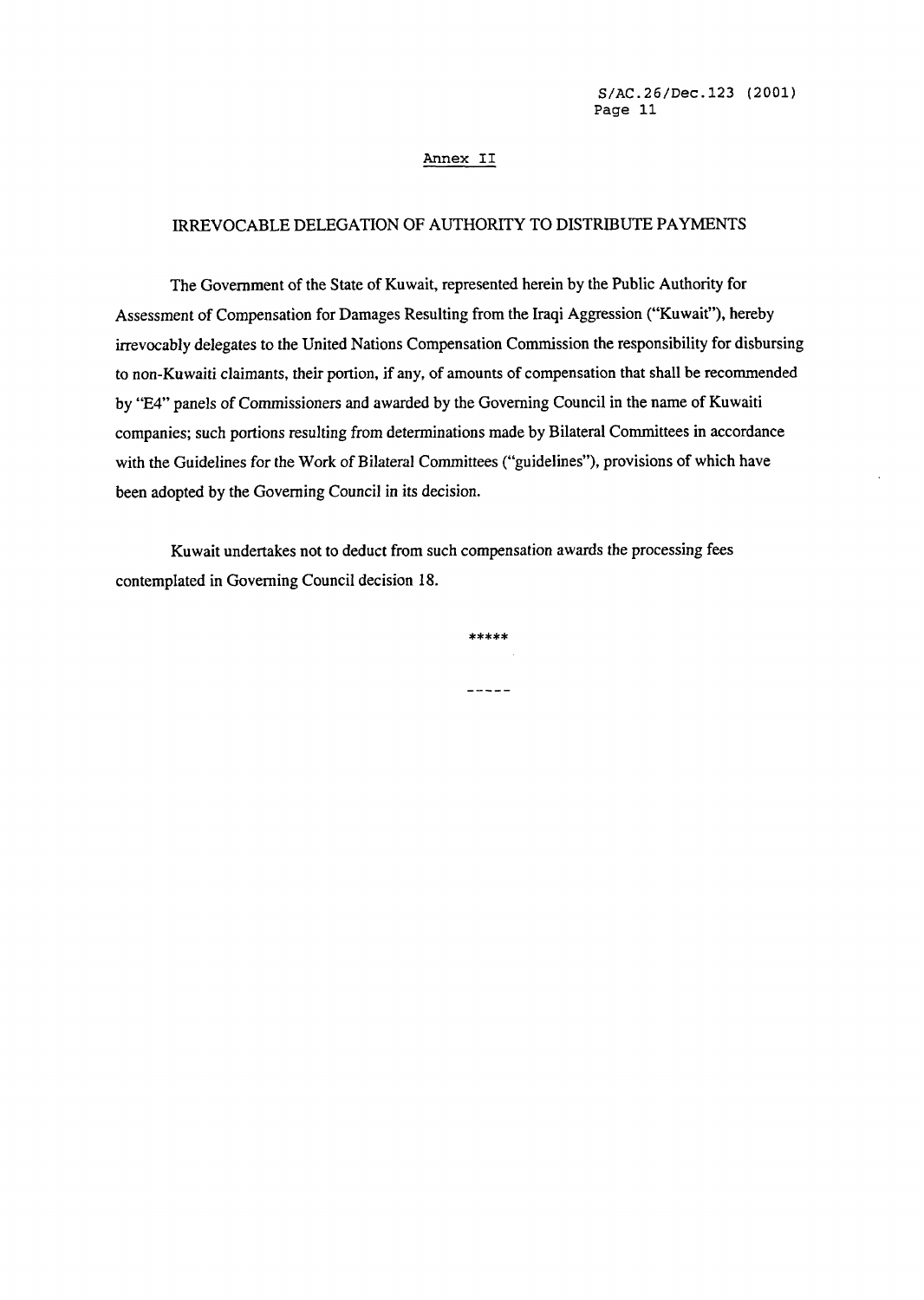## Annex II

### IRREVOCABLE DELEGATION OF AUTHORITY TO DISTRIBUTE PAYMENTS

The Government of the State of Kuwait, represented herein by the Public Authority for Assessment of Compensation for Damages Resulting from the Iraqi Aggression ("Kuwait"), hereby irrevocably delegates to the United Nations Compensation Commission the responsibility for disbursing to non-Kuwaiti claimants, their portion, if any, of amounts of compensation that shall be recommended by "E4" panels of Commissioners and awarded by the Governing Council in the name of Kuwaiti companies; such portions resulting from determinations made by Bilateral Committees in accordance with the Guidelines for the Work of Bilateral Committees ("guidelines"), provisions of which have been adopted by the Governing Council in its decision.

Kuwait undertakes not to deduct from such compensation awards the processing fees contemplated in Governing Council decision 18.

*****

-----